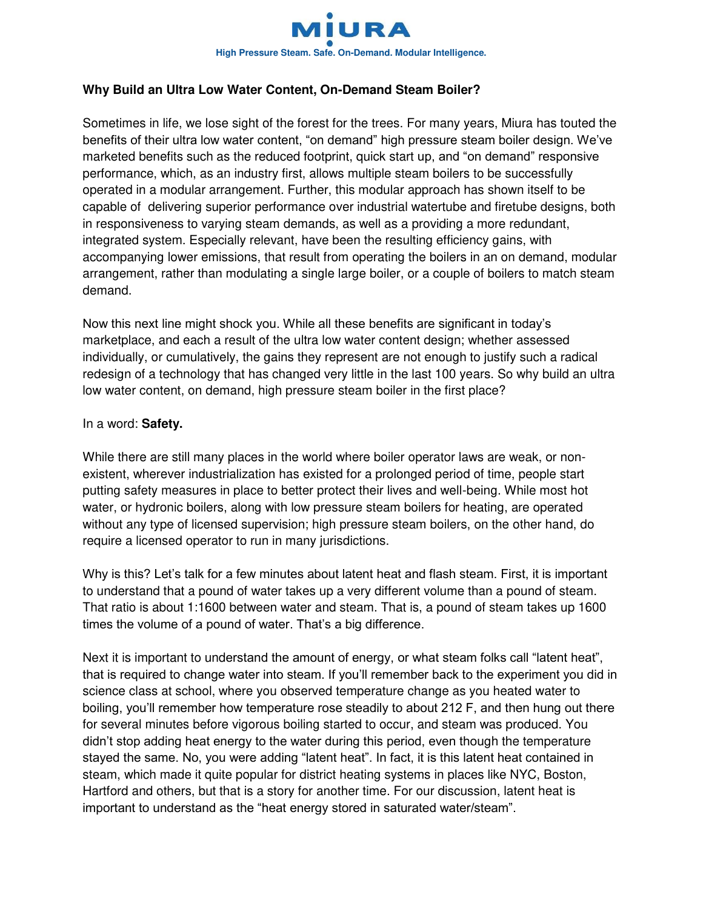**Why Build an Ultra Low Water Content, On-Demand Steam Boiler?**

Sometimes in life, we lose sight of the forest for the trees. For many years, Miura has touted the benefits of their ultra low water content, "on demand" high pressure steam boiler design. We've marketed benefits such as the reduced footprint, quick start up, and "on demand" responsive performance, which, as an industry first, allows multiple steam boilers to be successfully operated in a modular arrangement. Further, this modular approach has shown itself to be capable of delivering superior performance over industrial watertube and firetube designs, both in responsiveness to varying steam demands, as well as a providing a more redundant, integrated system. Especially relevant, have been the resulting efficiency gains, with accompanying lower emissions, that result from operating the boilers in an on demand, modular arrangement, rather than modulating a single large boiler, or a couple of boilers to match steam demand.

Now this next line might shock you. While all these benefits are significant in today's marketplace, and each a result of the ultra low water content design; whether assessed individually, or cumulatively, the gains they represent are not enough to justify such a radical redesign of a technology that has changed very little in the last 100 years. So why build an ultra low water content, on demand, high pressure steam boiler in the first place?

In a word: **Safety.**

While there are still many places in the world where boiler operator laws are weak, or non-existent, wherever industrialization has existed for a prolonged period of time, people start putting safety measures in place to better protect their lives and well-being. While most hot water, or hydronic boilers, along with low pressure steam boilers for heating, are operated without any type of licensed supervision; high pressure steam boilers, on the other hand, do require a licensed operator to run in many jurisdictions.

Why is this? Let's talk for a few minutes about latent heat and flash steam. First, it is important to understand that a pound of water takes up a very different volume than a pound of steam. That ratio is about 1:1600 between water and steam. That is, a pound of steam takes up 1600 times the volume of a pound of water. That's a big difference.

Next it is important to understand the amount of energy, or what steam folks call "latent heat", that is required to change water into steam. If you'll remember back to the experiment you did in science class at school, where you observed temperature change as you heated water to boiling, you'll remember how temperature rose steadily to about 212 F, and then hung out there for several minutes before vigorous boiling started to occur, and steam was produced. You didn't stop adding heat energy to the water during this period, even though the temperature stayed the same. No, you were adding "latent heat". In fact, it is this latent heat contained in steam, which made it quite popular for district heating systems in places like NYC, Boston, Hartford and others, but that is a story for another time. For our discussion, latent heat is important to understand as the "heat energy stored in saturated water/steam".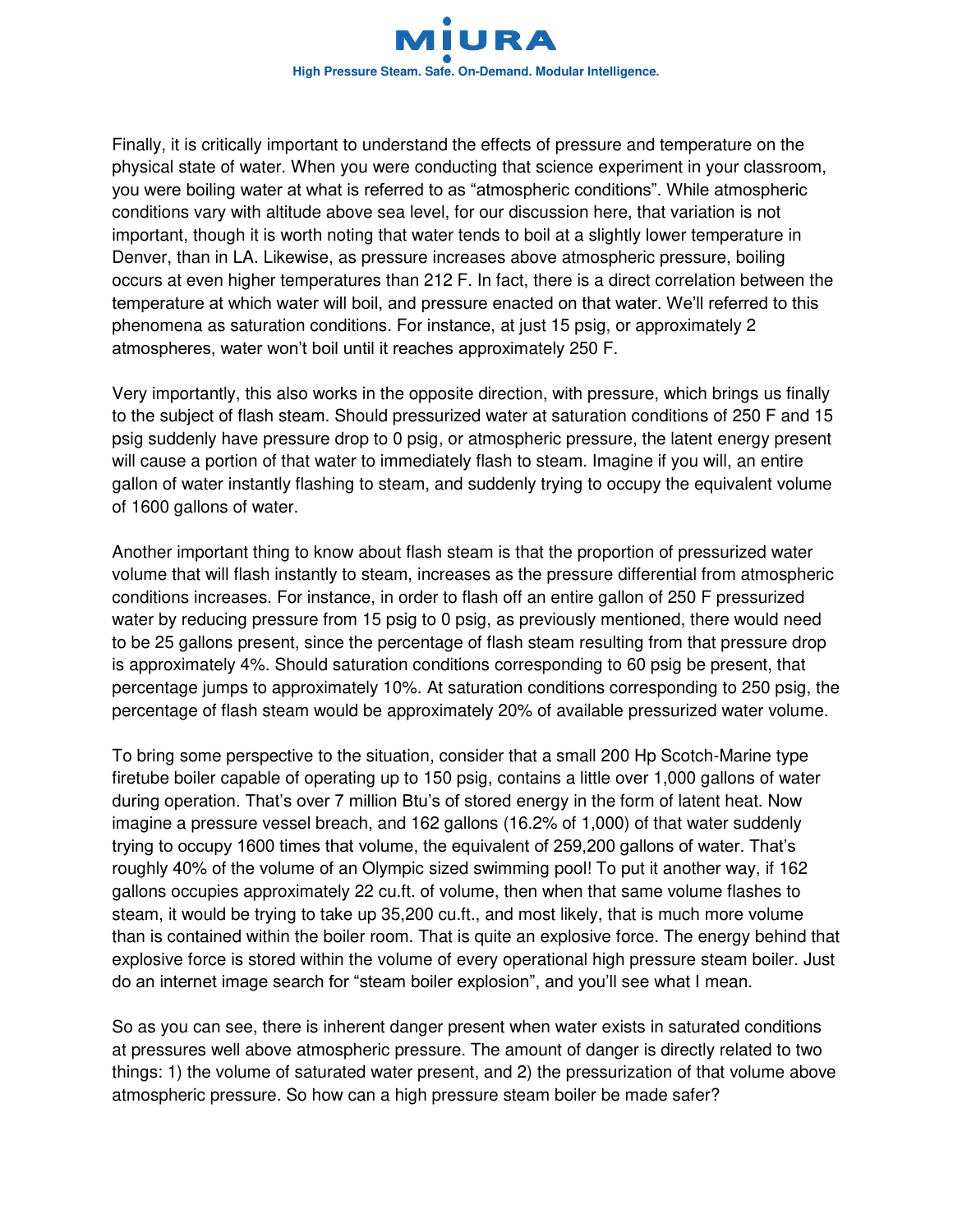Finally, it is critically important to understand the effects of pressure and temperature on the physical state of water. When you were conducting that science experiment in your classroom, you were boiling water at what is referred to as "atmospheric conditions". While atmospheric conditions vary with altitude above sea level, for our discussion here, that variation is not important, though it is worth noting that water tends to boil at a slightly lower temperature in Denver, than in LA. Likewise, as pressure increases above atmospheric pressure, boiling occurs at even higher temperatures than 212 F. In fact, there is a direct correlation between the temperature at which water will boil, and pressure enacted on that water. We'll referred to this phenomena as saturation conditions. For instance, at just 15 psig, or approximately 2 atmospheres, water won't boil until it reaches approximately 250 F.

Very importantly, this also works in the opposite direction, with pressure, which brings us finally to the subject of flash steam. Should pressurized water at saturation conditions of 250 F and 15 psig suddenly have pressure drop to 0 psig, or atmospheric pressure, the latent energy present will cause a portion of that water to immediately flash to steam. Imagine if you will, an entire gallon of water instantly flashing to steam, and suddenly trying to occupy the equivalent volume of 1600 gallons of water.

Another important thing to know about flash steam is that the proportion of pressurized water volume that will flash instantly to steam, increases as the pressure differential from atmospheric conditions increases. For instance, in order to flash off an entire gallon of 250 F pressurized water by reducing pressure from 15 psig to 0 psig, as previously mentioned, there would need to be 25 gallons present, since the percentage of flash steam resulting from that pressure drop is approximately 4%. Should saturation conditions corresponding to 60 psig be present, that percentage jumps to approximately 10%. At saturation conditions corresponding to 250 psig, the percentage of flash steam would be approximately 20% of available pressurized water volume.

To bring some perspective to the situation, consider that a small 200 Hp Scotch-Marine type firetube boiler capable of operating up to 150 psig, contains a little over 1,000 gallons of water during operation. That's over 7 million Btu's of stored energy in the form of latent heat. Now imagine a pressure vessel breach, and 162 gallons (16.2% of 1,000) of that water suddenly trying to occupy 1600 times that volume, the equivalent of 259,200 gallons of water. That's roughly 40% of the volume of an Olympic sized swimming pool! To put it another way, if 162 gallons occupies approximately 22 cu.ft. of volume, then when that same volume flashes to steam, it would be trying to take up 35,200 cu.ft., and most likely, that is much more volume than is contained within the boiler room. That is quite an explosive force. The energy behind that explosive force is stored within the volume of every operational high pressure steam boiler. Just do an internet image search for "steam boiler explosion", and you'll see what I mean.

So as you can see, there is inherent danger present when water exists in saturated conditions at pressures well above atmospheric pressure. The amount of danger is directly related to two things: 1) the volume of saturated water present, and 2) the pressurization of that volume above atmospheric pressure. So how can a high pressure steam boiler be made safer?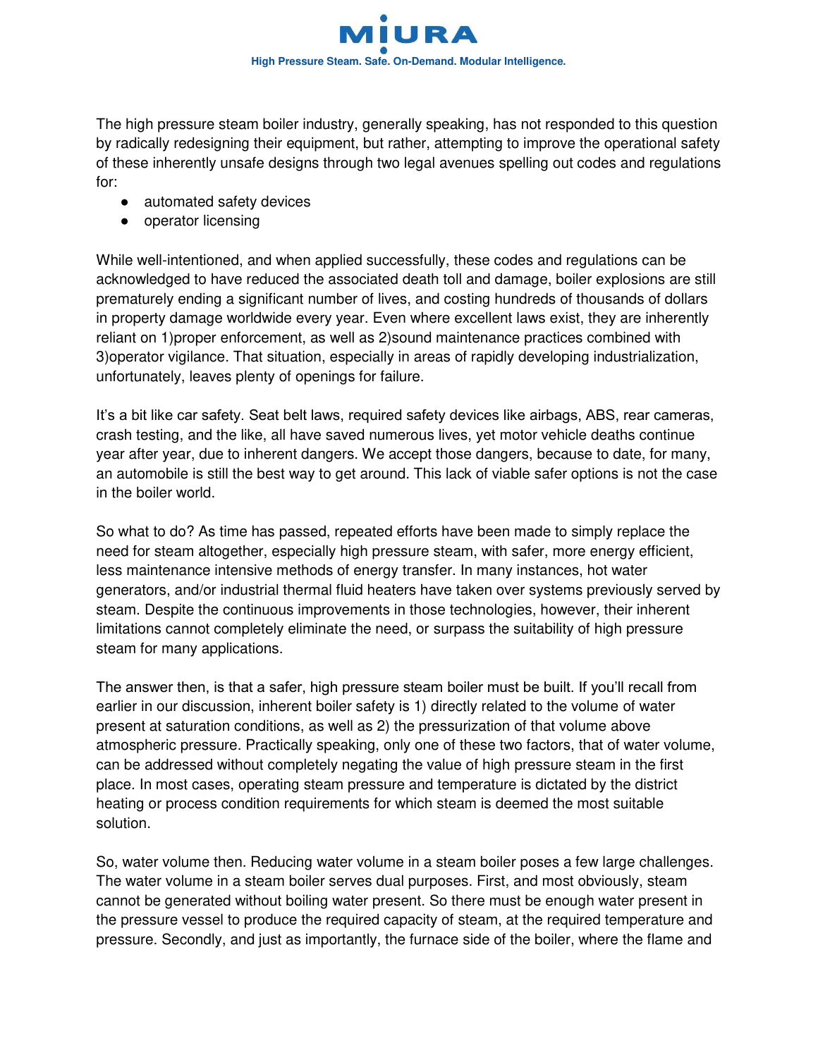The high pressure steam boiler industry, generally speaking, has not responded to this question by radically redesigning their equipment, but rather, attempting to improve the operational safety of these inherently unsafe designs through two legal avenues spelling out codes and regulations for:

- automated safety devices
- operator licensing

While well-intentioned, and when applied successfully, these codes and regulations can be acknowledged to have reduced the associated death toll and damage, boiler explosions are still prematurely ending a significant number of lives, and costing hundreds of thousands of dollars in property damage worldwide every year. Even where excellent laws exist, they are inherently reliant on 1)proper enforcement, as well as 2)sound maintenance practices combined with 3)operator vigilance. That situation, especially in areas of rapidly developing industrialization, unfortunately, leaves plenty of openings for failure.

It's a bit like car safety. Seat belt laws, required safety devices like airbags, ABS, rear cameras, crash testing, and the like, all have saved numerous lives, yet motor vehicle deaths continue year after year, due to inherent dangers. We accept those dangers, because to date, for many, an automobile is still the best way to get around. This lack of viable safer options is not the case in the boiler world.

So what to do? As time has passed, repeated efforts have been made to simply replace the need for steam altogether, especially high pressure steam, with safer, more energy efficient, less maintenance intensive methods of energy transfer. In many instances, hot water generators, and/or industrial thermal fluid heaters have taken over systems previously served by steam. Despite the continuous improvements in those technologies, however, their inherent limitations cannot completely eliminate the need, or surpass the suitability of high pressure steam for many applications.

The answer then, is that a safer, high pressure steam boiler must be built. If you'll recall from earlier in our discussion, inherent boiler safety is 1) directly related to the volume of water present at saturation conditions, as well as 2) the pressurization of that volume above atmospheric pressure. Practically speaking, only one of these two factors, that of water volume, can be addressed without completely negating the value of high pressure steam in the first place. In most cases, operating steam pressure and temperature is dictated by the district heating or process condition requirements for which steam is deemed the most suitable solution.

So, water volume then. Reducing water volume in a steam boiler poses a few large challenges. The water volume in a steam boiler serves dual purposes. First, and most obviously, steam cannot be generated without boiling water present. So there must be enough water present in the pressure vessel to produce the required capacity of steam, at the required temperature and pressure. Secondly, and just as importantly, the furnace side of the boiler, where the flame and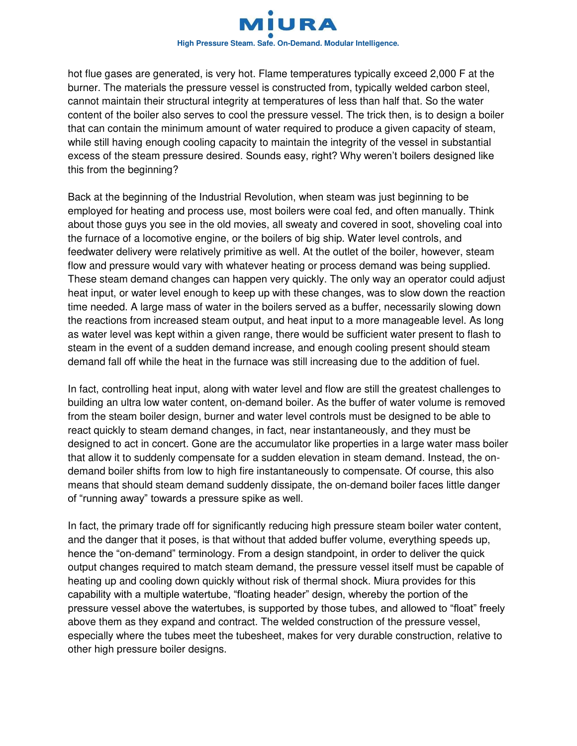hot flue gases are generated, is very hot. Flame temperatures typically exceed 2,000 F at the burner. The materials the pressure vessel is constructed from, typically welded carbon steel, cannot maintain their structural integrity at temperatures of less than half that. So the water content of the boiler also serves to cool the pressure vessel. The trick then, is to design a boiler that can contain the minimum amount of water required to produce a given capacity of steam, while still having enough cooling capacity to maintain the integrity of the vessel in substantial excess of the steam pressure desired. Sounds easy, right? Why weren't boilers designed like this from the beginning?

Back at the beginning of the Industrial Revolution, when steam was just beginning to be employed for heating and process use, most boilers were coal fed, and often manually. Think about those guys you see in the old movies, all sweaty and covered in soot, shoveling coal into the furnace of a locomotive engine, or the boilers of big ship. Water level controls, and feedwater delivery were relatively primitive as well. At the outlet of the boiler, however, steam flow and pressure would vary with whatever heating or process demand was being supplied. These steam demand changes can happen very quickly. The only way an operator could adjust heat input, or water level enough to keep up with these changes, was to slow down the reaction time needed. A large mass of water in the boilers served as a buffer, necessarily slowing down the reactions from increased steam output, and heat input to a more manageable level. As long as water level was kept within a given range, there would be sufficient water present to flash to steam in the event of a sudden demand increase, and enough cooling present should steam demand fall off while the heat in the furnace was still increasing due to the addition of fuel.

In fact, controlling heat input, along with water level and flow are still the greatest challenges to building an ultra low water content, on-demand boiler. As the buffer of water volume is removed from the steam boiler design, burner and water level controls must be designed to be able to react quickly to steam demand changes, in fact, near instantaneously, and they must be designed to act in concert. Gone are the accumulator like properties in a large water mass boiler that allow it to suddenly compensate for a sudden elevation in steam demand. Instead, the on-demand boiler shifts from low to high fire instantaneously to compensate. Of course, this also means that should steam demand suddenly dissipate, the on-demand boiler faces little danger of "running away" towards a pressure spike as well.

In fact, the primary trade off for significantly reducing high pressure steam boiler water content, and the danger that it poses, is that without that added buffer volume, everything speeds up, hence the "on-demand" terminology. From a design standpoint, in order to deliver the quick output changes required to match steam demand, the pressure vessel itself must be capable of heating up and cooling down quickly without risk of thermal shock. Miura provides for this capability with a multiple watertube, "floating header" design, whereby the portion of the pressure vessel above the watertubes, is supported by those tubes, and allowed to "float" freely above them as they expand and contract. The welded construction of the pressure vessel, especially where the tubes meet the tubesheet, makes for very durable construction, relative to other high pressure boiler designs.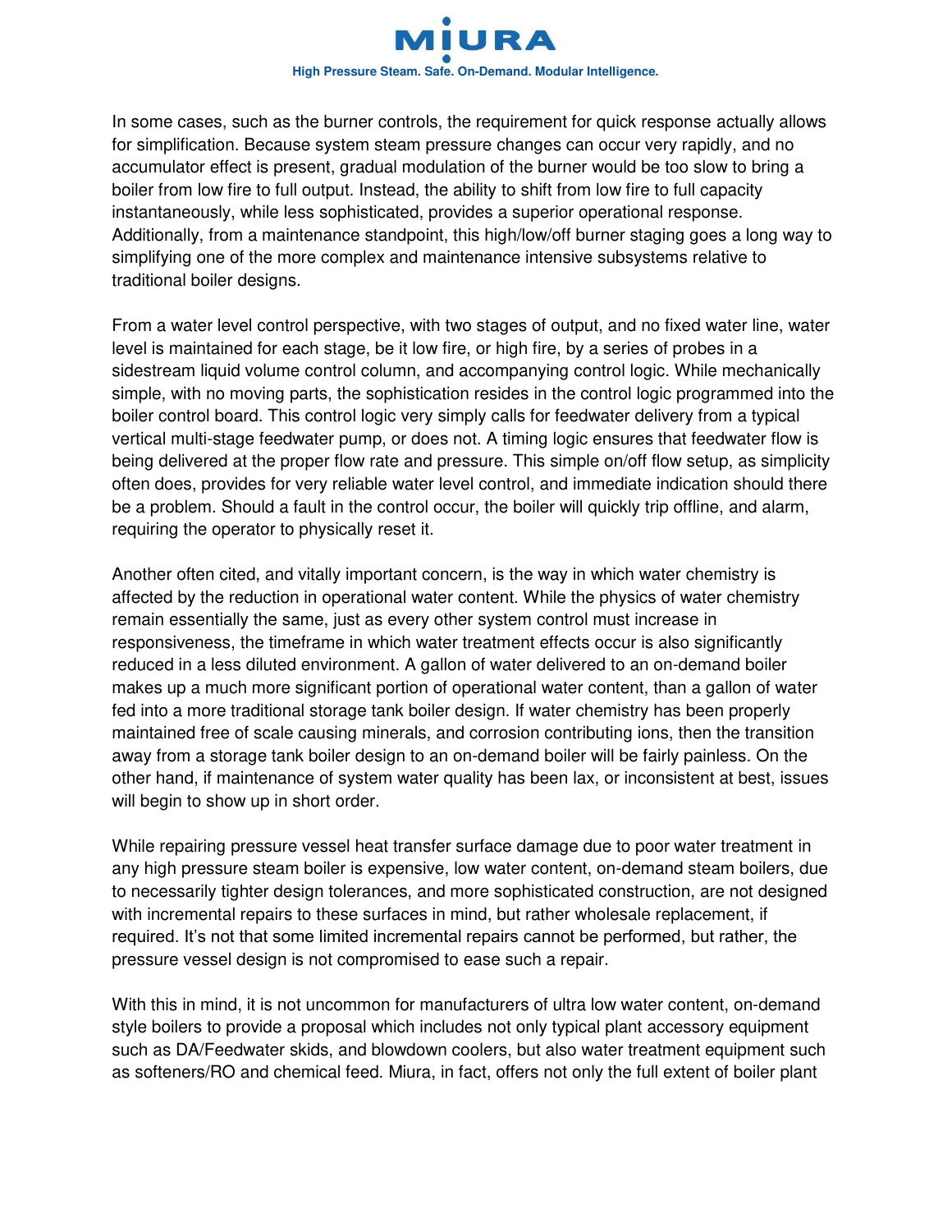In some cases, such as the burner controls, the requirement for quick response actually allows for simplification. Because system steam pressure changes can occur very rapidly, and no accumulator effect is present, gradual modulation of the burner would be too slow to bring a boiler from low fire to full output. Instead, the ability to shift from low fire to full capacity instantaneously, while less sophisticated, provides a superior operational response. Additionally, from a maintenance standpoint, this high/low/off burner staging goes a long way to simplifying one of the more complex and maintenance intensive subsystems relative to traditional boiler designs.

From a water level control perspective, with two stages of output, and no fixed water line, water level is maintained for each stage, be it low fire, or high fire, by a series of probes in a sidestream liquid volume control column, and accompanying control logic. While mechanically simple, with no moving parts, the sophistication resides in the control logic programmed into the boiler control board. This control logic very simply calls for feedwater delivery from a typical vertical multi-stage feedwater pump, or does not. A timing logic ensures that feedwater flow is being delivered at the proper flow rate and pressure. This simple on/off flow setup, as simplicity often does, provides for very reliable water level control, and immediate indication should there be a problem. Should a fault in the control occur, the boiler will quickly trip offline, and alarm, requiring the operator to physically reset it.

Another often cited, and vitally important concern, is the way in which water chemistry is affected by the reduction in operational water content. While the physics of water chemistry remain essentially the same, just as every other system control must increase in responsiveness, the timeframe in which water treatment effects occur is also significantly reduced in a less diluted environment. A gallon of water delivered to an on-demand boiler makes up a much more significant portion of operational water content, than a gallon of water fed into a more traditional storage tank boiler design. If water chemistry has been properly maintained free of scale causing minerals, and corrosion contributing ions, then the transition away from a storage tank boiler design to an on-demand boiler will be fairly painless. On the other hand, if maintenance of system water quality has been lax, or inconsistent at best, issues will begin to show up in short order.

While repairing pressure vessel heat transfer surface damage due to poor water treatment in any high pressure steam boiler is expensive, low water content, on-demand steam boilers, due to necessarily tighter design tolerances, and more sophisticated construction, are not designed with incremental repairs to these surfaces in mind, but rather wholesale replacement, if required. It's not that some limited incremental repairs cannot be performed, but rather, the pressure vessel design is not compromised to ease such a repair.

With this in mind, it is not uncommon for manufacturers of ultra low water content, on-demand style boilers to provide a proposal which includes not only typical plant accessory equipment such as DA/Feedwater skids, and blowdown coolers, but also water treatment equipment such as softeners/RO and chemical feed. Miura, in fact, offers not only the full extent of boiler plant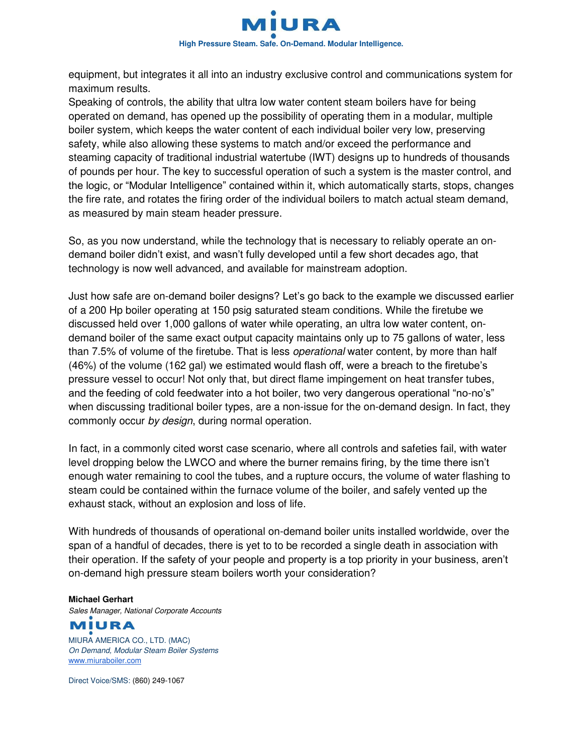equipment, but integrates it all into an industry exclusive control and communications system for maximum results.
Speaking of controls, the ability that ultra low water content steam boilers have for being operated on demand, has opened up the possibility of operating them in a modular, multiple boiler system, which keeps the water content of each individual boiler very low, preserving safety, while also allowing these systems to match and/or exceed the performance and steaming capacity of traditional industrial watertube (IWT) designs up to hundreds of thousands of pounds per hour. The key to successful operation of such a system is the master control, and the logic, or "Modular Intelligence" contained within it, which automatically starts, stops, changes the fire rate, and rotates the firing order of the individual boilers to match actual steam demand, as measured by main steam header pressure.

So, as you now understand, while the technology that is necessary to reliably operate an on-demand boiler didn't exist, and wasn't fully developed until a few short decades ago, that technology is now well advanced, and available for mainstream adoption.

Just how safe are on-demand boiler designs? Let's go back to the example we discussed earlier of a 200 Hp boiler operating at 150 psig saturated steam conditions. While the firetube we discussed held over 1,000 gallons of water while operating, an ultra low water content, on-demand boiler of the same exact output capacity maintains only up to 75 gallons of water, less than 7.5% of volume of the firetube. That is less *operational* water content, by more than half (46%) of the volume (162 gal) we estimated would flash off, were a breach to the firetube's pressure vessel to occur! Not only that, but direct flame impingement on heat transfer tubes, and the feeding of cold feedwater into a hot boiler, two very dangerous operational "no-no's" when discussing traditional boiler types, are a non-issue for the on-demand design. In fact, they commonly occur *by design*, during normal operation.

In fact, in a commonly cited worst case scenario, where all controls and safeties fail, with water level dropping below the LWCO and where the burner remains firing, by the time there isn't enough water remaining to cool the tubes, and a rupture occurs, the volume of water flashing to steam could be contained within the furnace volume of the boiler, and safely vented up the exhaust stack, without an explosion and loss of life.

With hundreds of thousands of operational on-demand boiler units installed worldwide, over the span of a handful of decades, there is yet to to be recorded a single death in association with their operation. If the safety of your people and property is a top priority in your business, aren't on-demand high pressure steam boilers worth your consideration?

**Michael Gerhart**
*Sales Manager, National Corporate Accounts*
MIURA
MIURA AMERICA CO., LTD. (MAC)
*On Demand, Modular Steam Boiler Systems*
www.miuraboiler.com

Direct Voice/SMS: (860) 249-1067